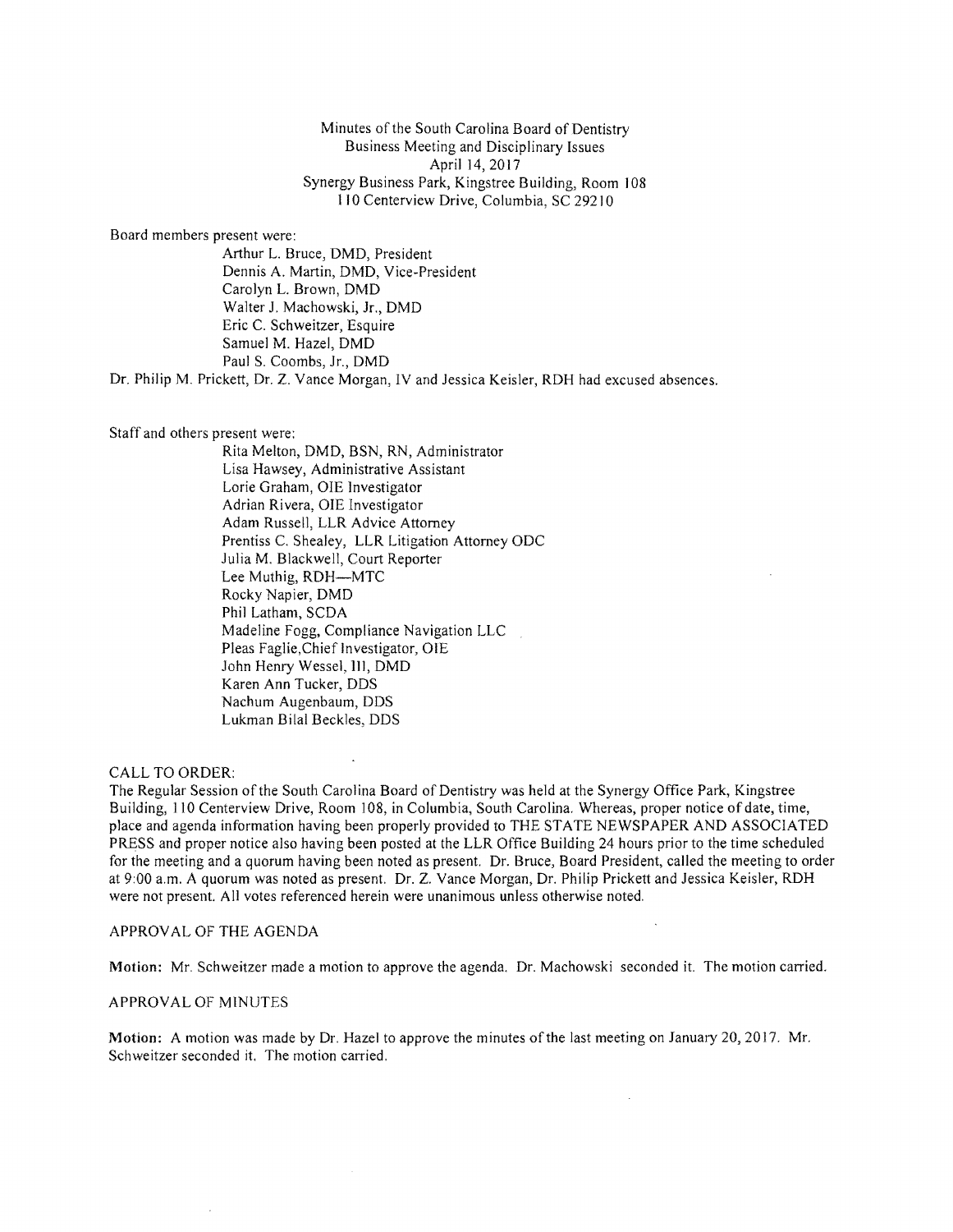Minutes of the South Carolina Board of Dentistry
Business Meeting and Disciplinary Issues
April 14, 2017
Synergy Business Park, Kingstree Building, Room 108
110 Centerview Drive, Columbia, SC 29210

Board members present were:

Arthur L. Bruce, DMD, President
Dennis A. Martin, DMD, Vice-President
Carolyn L. Brown, DMD
Walter J. Machowski, Jr., DMD
Eric C. Schweitzer, Esquire
Samuel M. Hazel, DMD
Paul S. Coombs, Jr., DMD

Dr. Philip M. Prickett, Dr. Z. Vance Morgan, IV and Jessica Keisler, RDH had excused absences.

Staff and others present were:

Rita Melton, DMD, BSN, RN, Administrator
Lisa Hawsey, Administrative Assistant
Lorie Graham, OIE Investigator
Adrian Rivera, OIE Investigator
Adam Russell, LLR Advice Attorney
Prentiss C. Shealey, LLR Litigation Attorney ODC
Julia M. Blackwell, Court Reporter
Lee Muthig, RDH—MTC
Rocky Napier, DMD
Phil Latham, SCDA
Madeline Fogg, Compliance Navigation LLC
Pleas Faglie, Chief Investigator, OIE
John Henry Wessel, III, DMD
Karen Ann Tucker, DDS
Nachum Augenbaum, DDS
Lukman Bilal Beckles, DDS

CALL TO ORDER:

The Regular Session of the South Carolina Board of Dentistry was held at the Synergy Office Park, Kingstree Building, 110 Centerview Drive, Room 108, in Columbia, South Carolina. Whereas, proper notice of date, time, place and agenda information having been properly provided to THE STATE NEWSPAPER AND ASSOCIATED PRESS and proper notice also having been posted at the LLR Office Building 24 hours prior to the time scheduled for the meeting and a quorum having been noted as present. Dr. Bruce, Board President, called the meeting to order at 9:00 a.m. A quorum was noted as present. Dr. Z. Vance Morgan, Dr. Philip Prickett and Jessica Keisler, RDH were not present. All votes referenced herein were unanimous unless otherwise noted.

APPROVAL OF THE AGENDA

**Motion:** Mr. Schweitzer made a motion to approve the agenda. Dr. Machowski seconded it. The motion carried.

APPROVAL OF MINUTES

**Motion:** A motion was made by Dr. Hazel to approve the minutes of the last meeting on January 20, 2017. Mr. Schweitzer seconded it. The motion carried.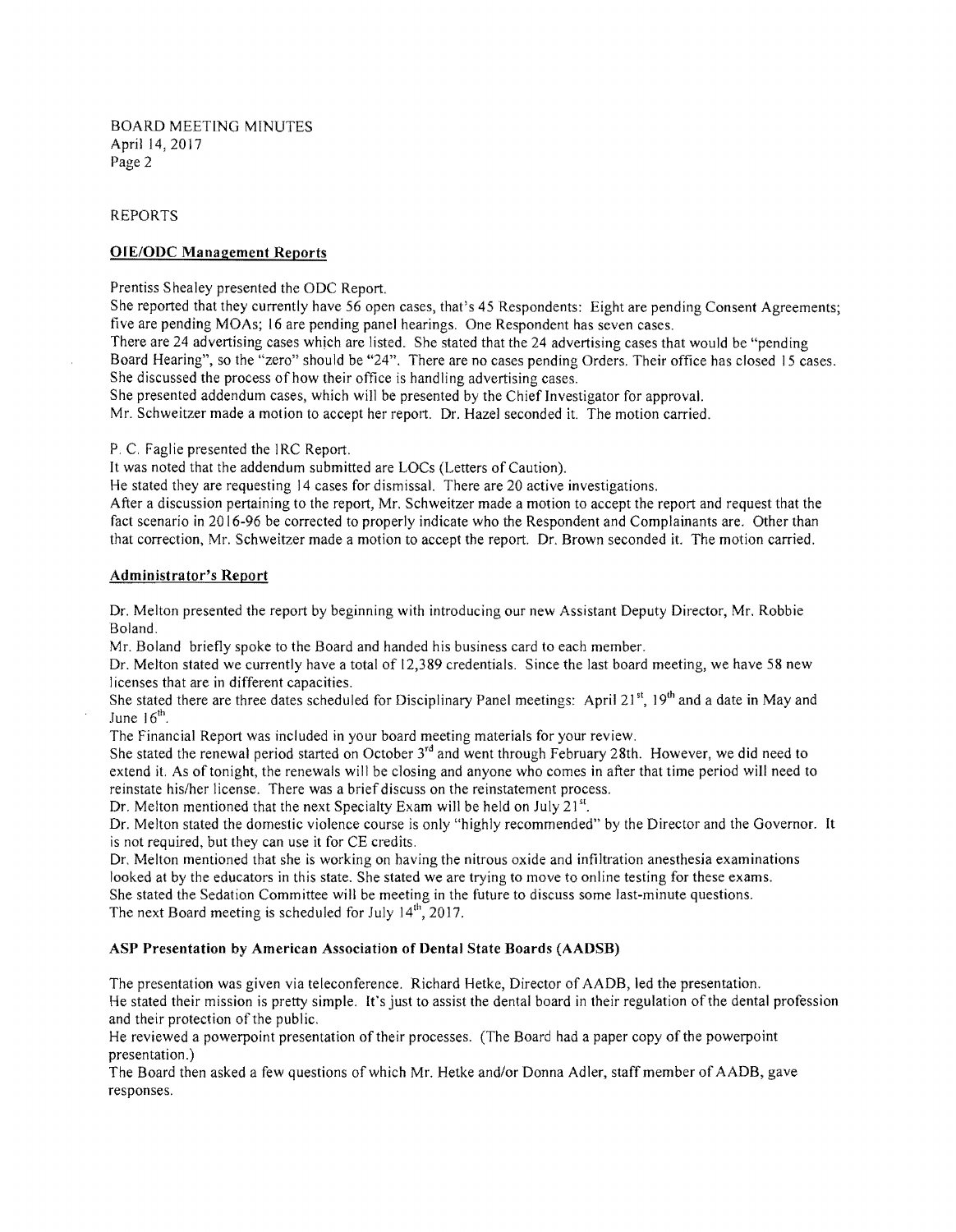BOARD MEETING MINUTES
April 14, 2017
Page 2

REPORTS

**OIE/ODC Management Reports**

Prentiss Shealey presented the ODC Report.
She reported that they currently have 56 open cases, that's 45 Respondents: Eight are pending Consent Agreements; five are pending MOAs; 16 are pending panel hearings. One Respondent has seven cases.
There are 24 advertising cases which are listed. She stated that the 24 advertising cases that would be "pending Board Hearing", so the "zero" should be "24". There are no cases pending Orders. Their office has closed 15 cases. She discussed the process of how their office is handling advertising cases.
She presented addendum cases, which will be presented by the Chief Investigator for approval.
Mr. Schweitzer made a motion to accept her report. Dr. Hazel seconded it. The motion carried.

P. C. Faglie presented the IRC Report.
It was noted that the addendum submitted are LOCs (Letters of Caution).
He stated they are requesting 14 cases for dismissal. There are 20 active investigations.
After a discussion pertaining to the report, Mr. Schweitzer made a motion to accept the report and request that the fact scenario in 2016-96 be corrected to properly indicate who the Respondent and Complainants are. Other than that correction, Mr. Schweitzer made a motion to accept the report. Dr. Brown seconded it. The motion carried.

**Administrator's Report**

Dr. Melton presented the report by beginning with introducing our new Assistant Deputy Director, Mr. Robbie Boland.
Mr. Boland briefly spoke to the Board and handed his business card to each member.
Dr. Melton stated we currently have a total of 12,389 credentials. Since the last board meeting, we have 58 new licenses that are in different capacities.
She stated there are three dates scheduled for Disciplinary Panel meetings: April 21st, 19th and a date in May and June 16th.
The Financial Report was included in your board meeting materials for your review.
She stated the renewal period started on October 3rd and went through February 28th. However, we did need to extend it. As of tonight, the renewals will be closing and anyone who comes in after that time period will need to reinstate his/her license. There was a brief discuss on the reinstatement process.
Dr. Melton mentioned that the next Specialty Exam will be held on July 21st.
Dr. Melton stated the domestic violence course is only "highly recommended" by the Director and the Governor. It is not required, but they can use it for CE credits.
Dr. Melton mentioned that she is working on having the nitrous oxide and infiltration anesthesia examinations looked at by the educators in this state. She stated we are trying to move to online testing for these exams.
She stated the Sedation Committee will be meeting in the future to discuss some last-minute questions.
The next Board meeting is scheduled for July 14th, 2017.

**ASP Presentation by American Association of Dental State Boards (AADSB)**

The presentation was given via teleconference. Richard Hetke, Director of AADB, led the presentation.
He stated their mission is pretty simple. It's just to assist the dental board in their regulation of the dental profession and their protection of the public.
He reviewed a powerpoint presentation of their processes. (The Board had a paper copy of the powerpoint presentation.)
The Board then asked a few questions of which Mr. Hetke and/or Donna Adler, staff member of AADB, gave responses.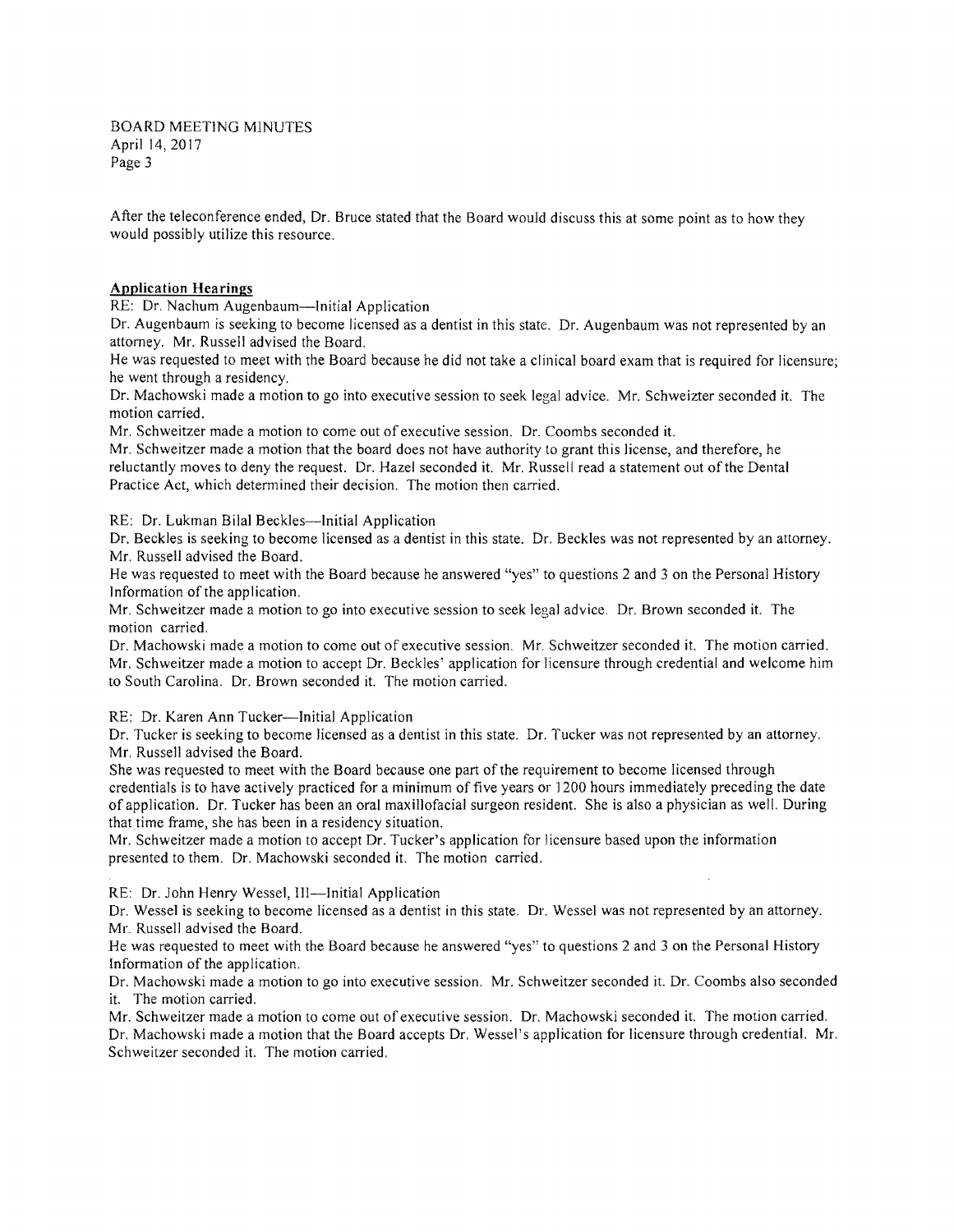After the teleconference ended, Dr. Bruce stated that the Board would discuss this at some point as to how they would possibly utilize this resource.

**Application Hearings**

RE: Dr. Nachum Augenbaum—Initial Application

Dr. Augenbaum is seeking to become licensed as a dentist in this state. Dr. Augenbaum was not represented by an attorney. Mr. Russell advised the Board.

He was requested to meet with the Board because he did not take a clinical board exam that is required for licensure; he went through a residency.

Dr. Machowski made a motion to go into executive session to seek legal advice. Mr. Schweizter seconded it. The motion carried.

Mr. Schweitzer made a motion to come out of executive session. Dr. Coombs seconded it.

Mr. Schweitzer made a motion that the board does not have authority to grant this license, and therefore, he reluctantly moves to deny the request. Dr. Hazel seconded it. Mr. Russell read a statement out of the Dental Practice Act, which determined their decision. The motion then carried.

RE: Dr. Lukman Bilal Beckles—Initial Application

Dr. Beckles is seeking to become licensed as a dentist in this state. Dr. Beckles was not represented by an attorney. Mr. Russell advised the Board.

He was requested to meet with the Board because he answered "yes" to questions 2 and 3 on the Personal History Information of the application.

Mr. Schweitzer made a motion to go into executive session to seek legal advice. Dr. Brown seconded it. The motion carried.

Dr. Machowski made a motion to come out of executive session. Mr. Schweitzer seconded it. The motion carried.

Mr. Schweitzer made a motion to accept Dr. Beckles' application for licensure through credential and welcome him to South Carolina. Dr. Brown seconded it. The motion carried.

RE: Dr. Karen Ann Tucker—Initial Application

Dr. Tucker is seeking to become licensed as a dentist in this state. Dr. Tucker was not represented by an attorney. Mr. Russell advised the Board.

She was requested to meet with the Board because one part of the requirement to become licensed through credentials is to have actively practiced for a minimum of five years or 1200 hours immediately preceding the date of application. Dr. Tucker has been an oral maxillofacial surgeon resident. She is also a physician as well. During that time frame, she has been in a residency situation.

Mr. Schweitzer made a motion to accept Dr. Tucker's application for licensure based upon the information presented to them. Dr. Machowski seconded it. The motion carried.

RE: Dr. John Henry Wessel, III—Initial Application

Dr. Wessel is seeking to become licensed as a dentist in this state. Dr. Wessel was not represented by an attorney. Mr. Russell advised the Board.

He was requested to meet with the Board because he answered "yes" to questions 2 and 3 on the Personal History Information of the application.

Dr. Machowski made a motion to go into executive session. Mr. Schweitzer seconded it. Dr. Coombs also seconded it. The motion carried.

Mr. Schweitzer made a motion to come out of executive session. Dr. Machowski seconded it. The motion carried.

Dr. Machowski made a motion that the Board accepts Dr. Wessel's application for licensure through credential. Mr. Schweitzer seconded it. The motion carried.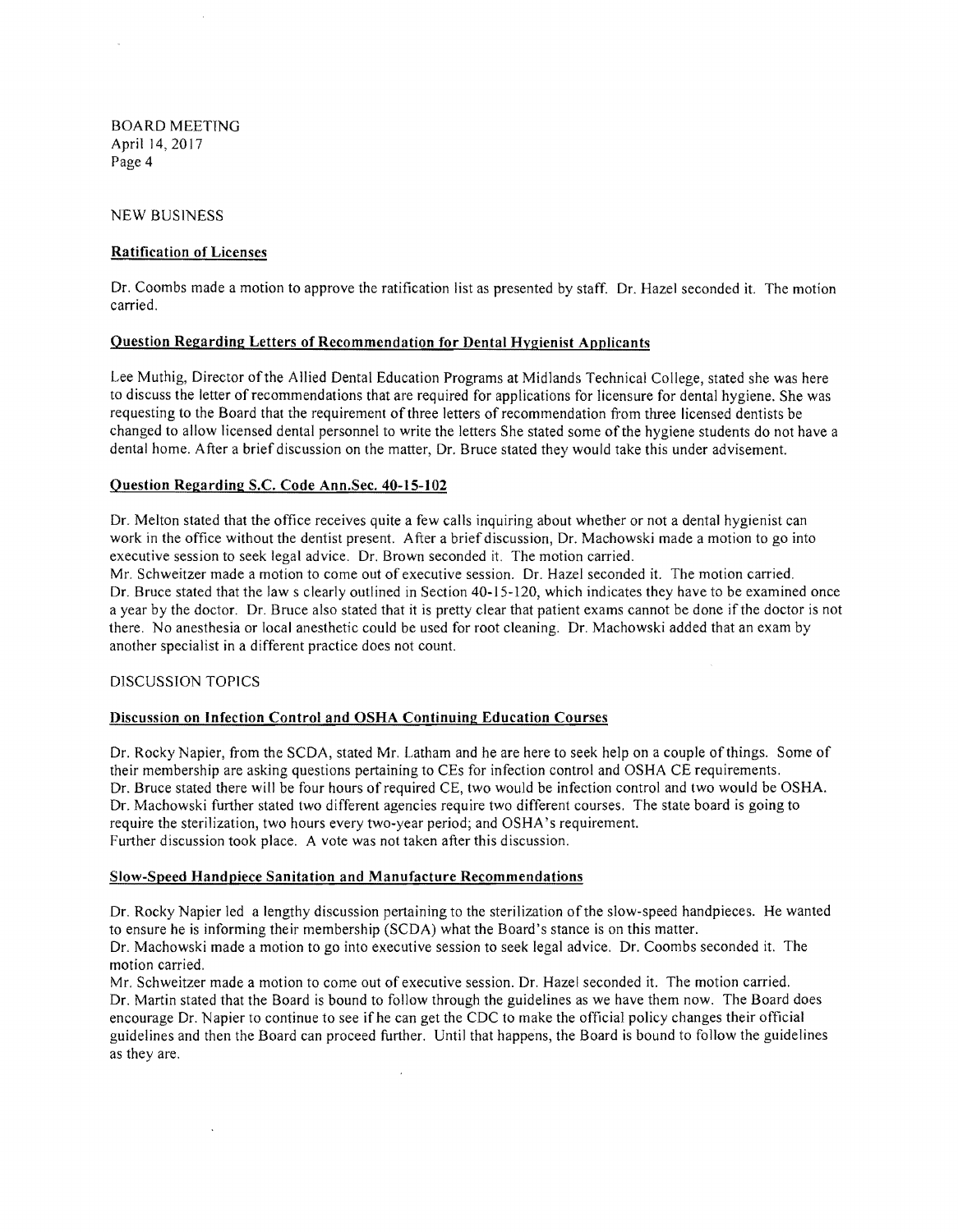NEW BUSINESS

**Ratification of Licenses**

Dr. Coombs made a motion to approve the ratification list as presented by staff. Dr. Hazel seconded it. The motion carried.

**Question Regarding Letters of Recommendation for Dental Hygienist Applicants**

Lee Muthig, Director of the Allied Dental Education Programs at Midlands Technical College, stated she was here to discuss the letter of recommendations that are required for applications for licensure for dental hygiene. She was requesting to the Board that the requirement of three letters of recommendation from three licensed dentists be changed to allow licensed dental personnel to write the letters She stated some of the hygiene students do not have a dental home. After a brief discussion on the matter, Dr. Bruce stated they would take this under advisement.

**Question Regarding S.C. Code Ann.Sec. 40-15-102**

Dr. Melton stated that the office receives quite a few calls inquiring about whether or not a dental hygienist can work in the office without the dentist present. After a brief discussion, Dr. Machowski made a motion to go into executive session to seek legal advice. Dr. Brown seconded it. The motion carried.
Mr. Schweitzer made a motion to come out of executive session. Dr. Hazel seconded it. The motion carried.
Dr. Bruce stated that the law s clearly outlined in Section 40-15-120, which indicates they have to be examined once a year by the doctor. Dr. Bruce also stated that it is pretty clear that patient exams cannot be done if the doctor is not there. No anesthesia or local anesthetic could be used for root cleaning. Dr. Machowski added that an exam by another specialist in a different practice does not count.

DISCUSSION TOPICS

**Discussion on Infection Control and OSHA Continuing Education Courses**

Dr. Rocky Napier, from the SCDA, stated Mr. Latham and he are here to seek help on a couple of things. Some of their membership are asking questions pertaining to CEs for infection control and OSHA CE requirements.
Dr. Bruce stated there will be four hours of required CE, two would be infection control and two would be OSHA.
Dr. Machowski further stated two different agencies require two different courses. The state board is going to require the sterilization, two hours every two-year period; and OSHA's requirement.
Further discussion took place. A vote was not taken after this discussion.

**Slow-Speed Handpiece Sanitation and Manufacture Recommendations**

Dr. Rocky Napier led a lengthy discussion pertaining to the sterilization of the slow-speed handpieces. He wanted to ensure he is informing their membership (SCDA) what the Board's stance is on this matter.
Dr. Machowski made a motion to go into executive session to seek legal advice. Dr. Coombs seconded it. The motion carried.
Mr. Schweitzer made a motion to come out of executive session. Dr. Hazel seconded it. The motion carried.
Dr. Martin stated that the Board is bound to follow through the guidelines as we have them now. The Board does encourage Dr. Napier to continue to see if he can get the CDC to make the official policy changes their official guidelines and then the Board can proceed further. Until that happens, the Board is bound to follow the guidelines as they are.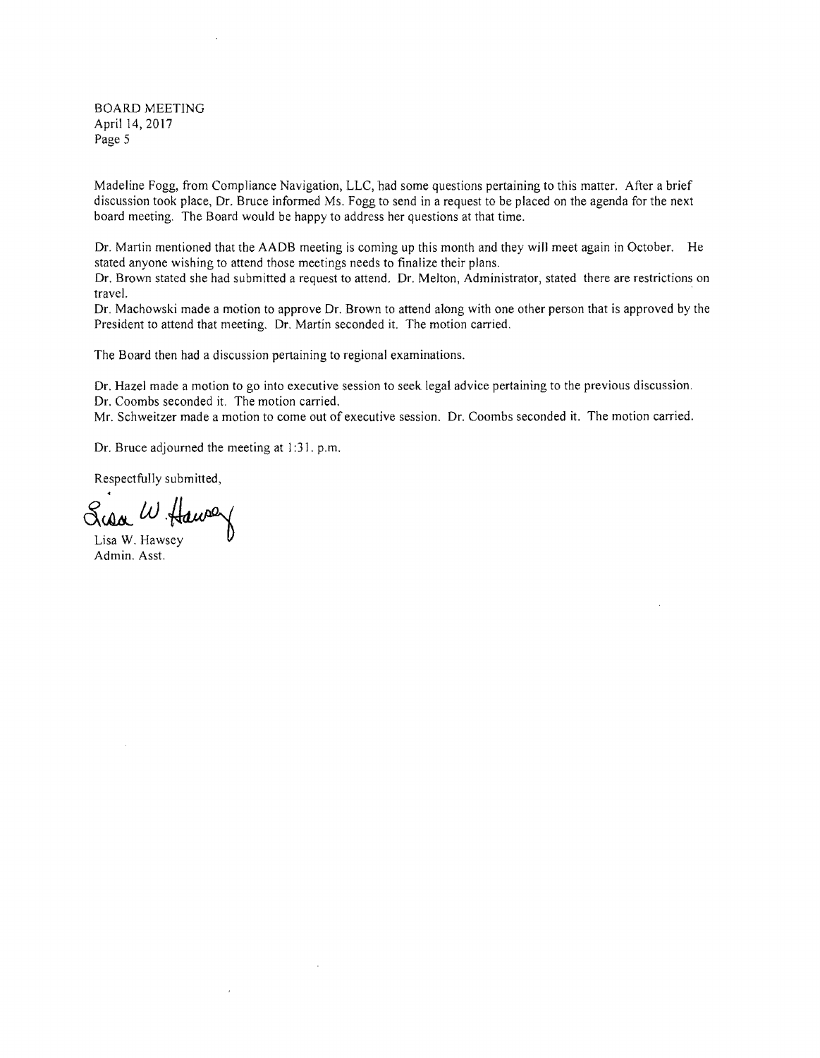BOARD MEETING
April 14, 2017
Page 5

Madeline Fogg, from Compliance Navigation, LLC, had some questions pertaining to this matter. After a brief discussion took place, Dr. Bruce informed Ms. Fogg to send in a request to be placed on the agenda for the next board meeting. The Board would be happy to address her questions at that time.

Dr. Martin mentioned that the AADB meeting is coming up this month and they will meet again in October. He stated anyone wishing to attend those meetings needs to finalize their plans.
Dr. Brown stated she had submitted a request to attend. Dr. Melton, Administrator, stated there are restrictions on travel.
Dr. Machowski made a motion to approve Dr. Brown to attend along with one other person that is approved by the President to attend that meeting. Dr. Martin seconded it. The motion carried.

The Board then had a discussion pertaining to regional examinations.

Dr. Hazel made a motion to go into executive session to seek legal advice pertaining to the previous discussion.
Dr. Coombs seconded it. The motion carried.
Mr. Schweitzer made a motion to come out of executive session. Dr. Coombs seconded it. The motion carried.

Dr. Bruce adjourned the meeting at 1:31. p.m.

Respectfully submitted,

Lisa W. Hawsey

Lisa W. Hawsey
Admin. Asst.